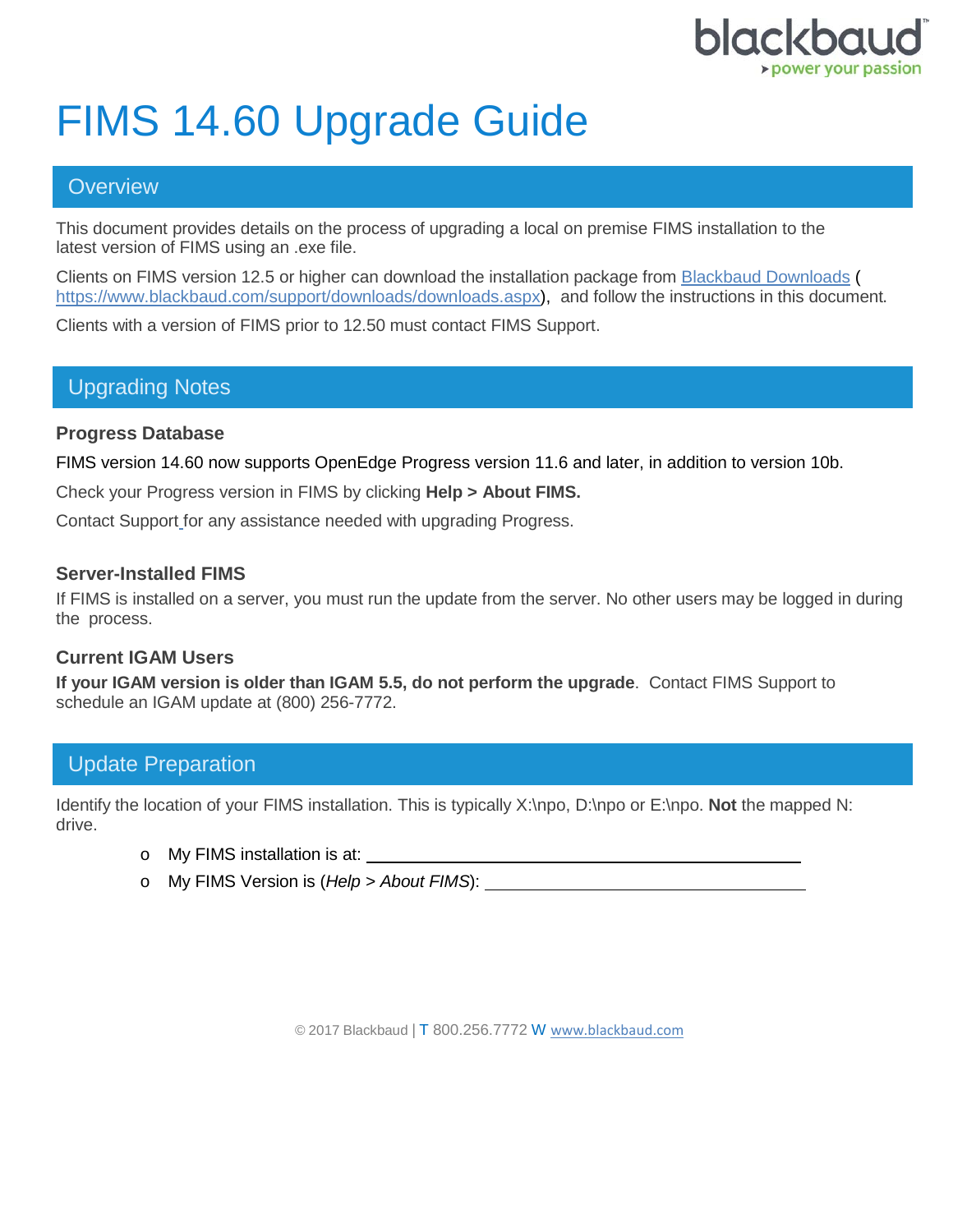# FIMS 14.60 Upgrade Guide

## Overview

This document provides details on the process of upgrading a local on premise FIMS installation to the latest version of FIMS using an .exe file.

Clients on FIMS version 12.5 or higher can download the installation package from [Blackbaud Downloads](https://www.blackbaud.com/support/downloads/downloads.aspx) ( https://www.blackbaud.com/support/downloads/downloads.aspx), and follow the instructions in this document.

Clients with a version of FIMS prior to 12.50 must contact FIMS Support.

## Upgrading Notes

### Progress Database

FIMS version 14.60 now supports OpenEdge Progress version 11.6 and later, in addition to version 10b.

Check your Progress version in FIMS by clicking **Help > About FIMS.**

Contact Support for any assistance needed with upgrading Progress.

### Server-Installed FIMS

If FIMS is installed on a server, you must run the update from the server. No other users may be logged in during the process.

### Current IGAM Users

**If your IGAM version is older than IGAM 5.5, do not perform the upgrade**. Contact FIMS Support to schedule an IGAM update at (800) 256-7772.

## Update Preparation

Identify the location of your FIMS installation. This is typically X:\npo, D:\npo or E:\npo. **Not** the mapped N: drive.

- My FIMS installation is at: ______________________________
- My FIMS Version is (*Help > About FIMS*): ______________________________

© 2017 Blackbaud | T 800.256.7772 W www.blackbaud.com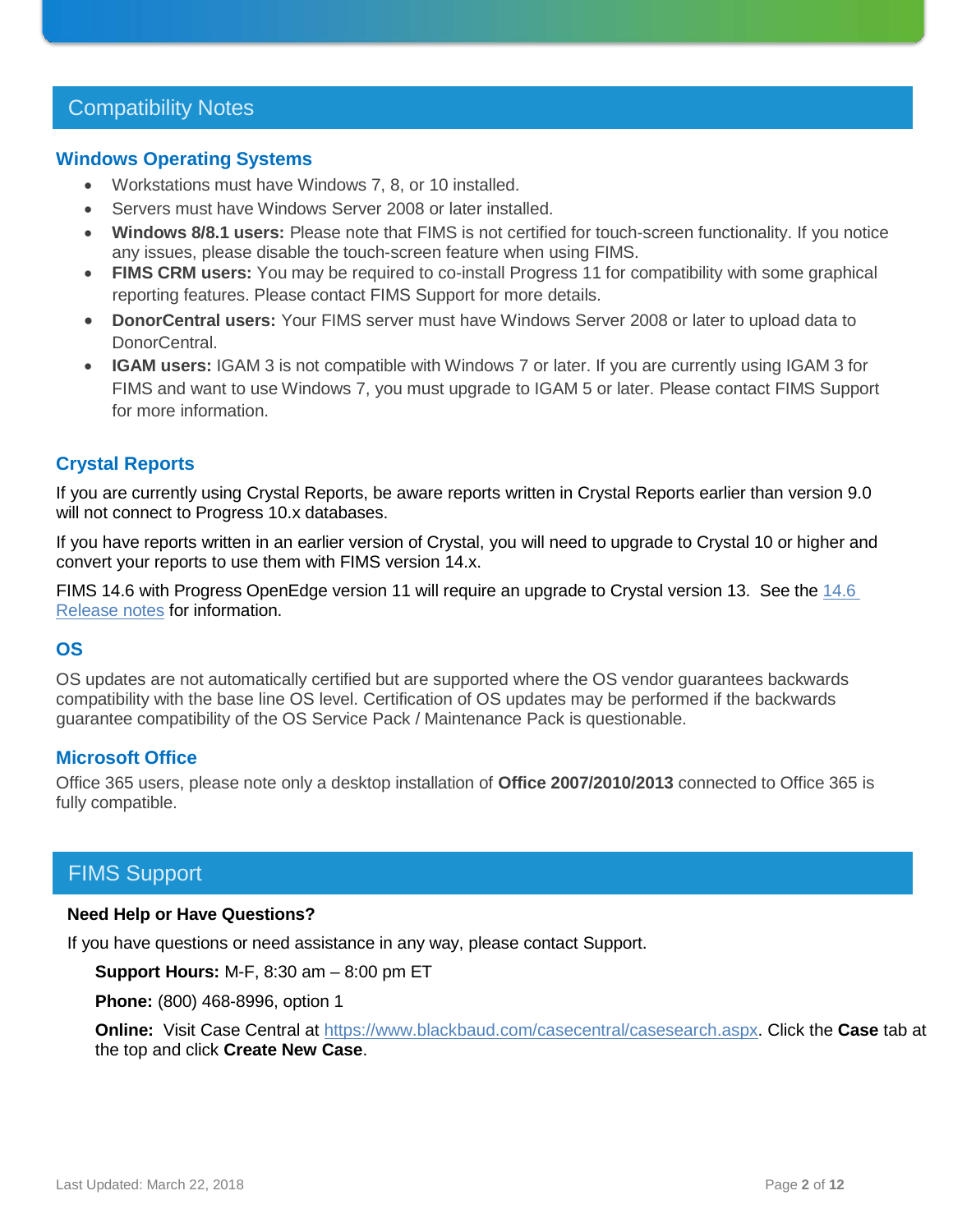## Compatibility Notes

### Windows Operating Systems

- Workstations must have Windows 7, 8, or 10 installed.
- Servers must have Windows Server 2008 or later installed.
- **Windows 8/8.1 users:** Please note that FIMS is not certified for touch-screen functionality. If you notice any issues, please disable the touch-screen feature when using FIMS.
- **FIMS CRM users:** You may be required to co-install Progress 11 for compatibility with some graphical reporting features. Please contact FIMS Support for more details.
- **DonorCentral users:** Your FIMS server must have Windows Server 2008 or later to upload data to DonorCentral.
- **IGAM users:** IGAM 3 is not compatible with Windows 7 or later. If you are currently using IGAM 3 for FIMS and want to use Windows 7, you must upgrade to IGAM 5 or later. Please contact FIMS Support for more information.

### Crystal Reports

If you are currently using Crystal Reports, be aware reports written in Crystal Reports earlier than version 9.0 will not connect to Progress 10.x databases.

If you have reports written in an earlier version of Crystal, you will need to upgrade to Crystal 10 or higher and convert your reports to use them with FIMS version 14.x.

FIMS 14.6 with Progress OpenEdge version 11 will require an upgrade to Crystal version 13. See the 14.6 Release notes for information.

### OS

OS updates are not automatically certified but are supported where the OS vendor guarantees backwards compatibility with the base line OS level. Certification of OS updates may be performed if the backwards guarantee compatibility of the OS Service Pack / Maintenance Pack is questionable.

### Microsoft Office

Office 365 users, please note only a desktop installation of **Office 2007/2010/2013** connected to Office 365 is fully compatible.

## FIMS Support

**Need Help or Have Questions?**

If you have questions or need assistance in any way, please contact Support.

**Support Hours:** M-F, 8:30 am – 8:00 pm ET

**Phone:** (800) 468-8996, option 1

**Online:** Visit Case Central at https://www.blackbaud.com/casecentral/casesearch.aspx. Click the **Case** tab at the top and click **Create New Case**.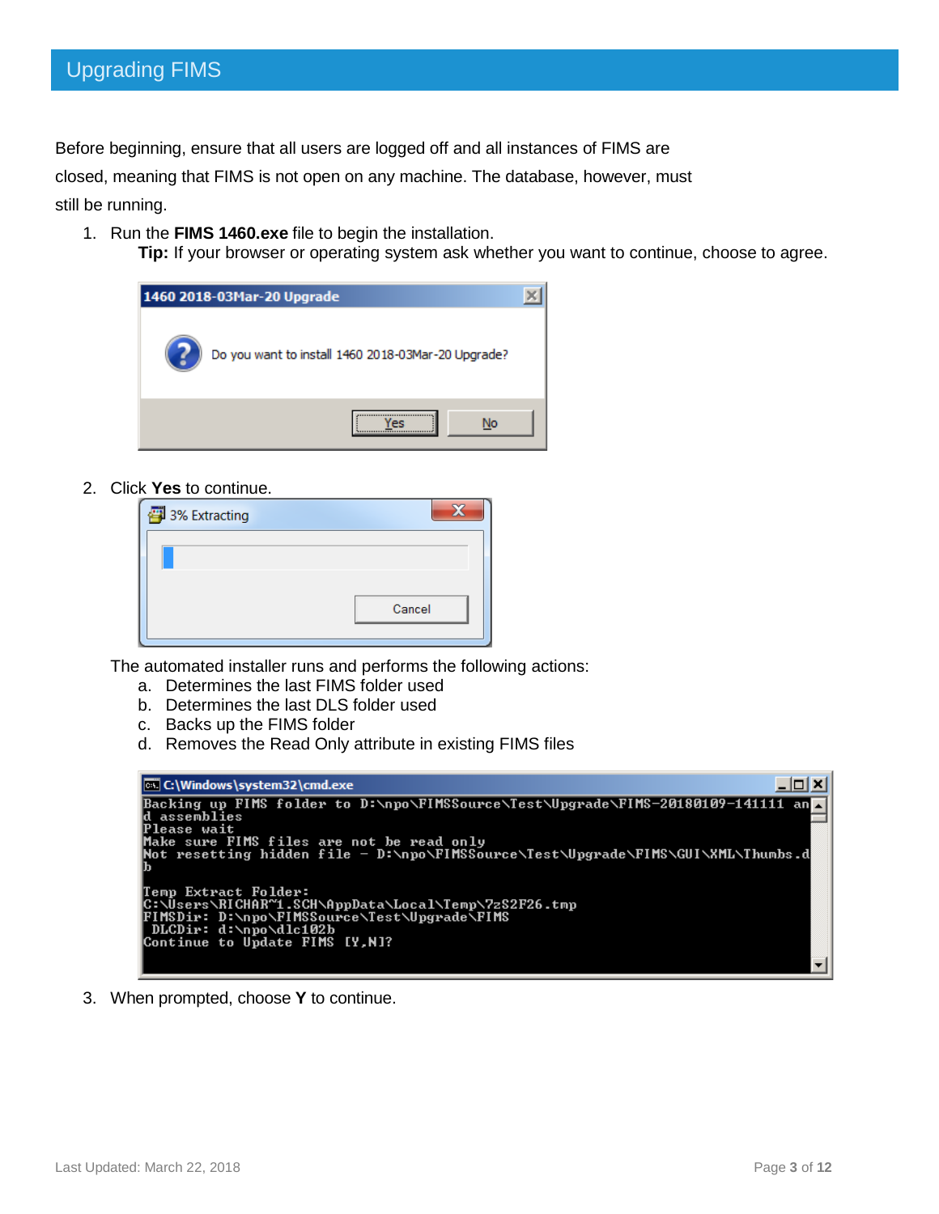## Upgrading FIMS

Before beginning, ensure that all users are logged off and all instances of FIMS are closed, meaning that FIMS is not open on any machine. The database, however, must still be running.

1. Run the **FIMS 1460.exe** file to begin the installation.
   **Tip:** If your browser or operating system ask whether you want to continue, choose to agree.

2. Click **Yes** to continue.

   The automated installer runs and performs the following actions:
   a. Determines the last FIMS folder used
   b. Determines the last DLS folder used
   c. Backs up the FIMS folder
   d. Removes the Read Only attribute in existing FIMS files

3. When prompted, choose **Y** to continue.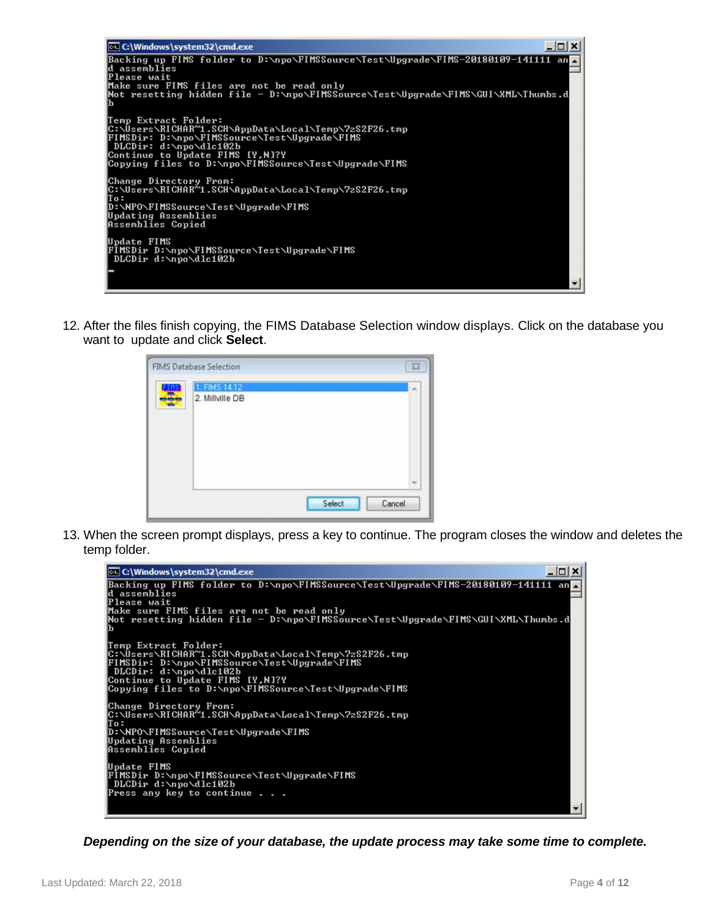```
C:\Windows\system32\cmd.exe
Backing up FIMS folder to D:\npo\FIMSSource\Test\Upgrade\FIMS-20180109-141111 an
d assemblies
Please wait
Make sure FIMS files are not be read only
Not resetting hidden file - D:\npo\FIMSSource\Test\Upgrade\FIMS\GUI\XML\Thumbs.d
b

Temp Extract Folder:
C:\Users\RICHAR~1.SCH\AppData\Local\Temp\7zS2F26.tmp
FIMSDir: D:\npo\FIMSSource\Test\Upgrade\FIMS
 DLCDir: d:\npo\dlc102b
Continue to Update FIMS [Y,N]?Y
Copying files to D:\npo\FIMSSource\Test\Upgrade\FIMS

Change Directory From:
C:\Users\RICHAR~1.SCH\AppData\Local\Temp\7zS2F26.tmp
To:
D:\NPO\FIMSSource\Test\Upgrade\FIMS
Updating Assemblies
Assemblies Copied

Update FIMS
FIMSDir D:\npo\FIMSSource\Test\Upgrade\FIMS
 DLCDir d:\npo\dlc102b
```

12. After the files finish copying, the FIMS Database Selection window displays. Click on the database you want to update and click **Select**.

```
FIMS Database Selection
1. FIMS 14.12
2. Millville DB
Select    Cancel
```

13. When the screen prompt displays, press a key to continue. The program closes the window and deletes the temp folder.

```
C:\Windows\system32\cmd.exe
Backing up FIMS folder to D:\npo\FIMSSource\Test\Upgrade\FIMS-20180109-141111 an
d assemblies
Please wait
Make sure FIMS files are not be read only
Not resetting hidden file - D:\npo\FIMSSource\Test\Upgrade\FIMS\GUI\XML\Thumbs.d
b

Temp Extract Folder:
C:\Users\RICHAR~1.SCH\AppData\Local\Temp\7zS2F26.tmp
FIMSDir: D:\npo\FIMSSource\Test\Upgrade\FIMS
 DLCDir: d:\npo\dlc102b
Continue to Update FIMS [Y,N]?Y
Copying files to D:\npo\FIMSSource\Test\Upgrade\FIMS

Change Directory From:
C:\Users\RICHAR~1.SCH\AppData\Local\Temp\7zS2F26.tmp
To:
D:\NPO\FIMSSource\Test\Upgrade\FIMS
Updating Assemblies
Assemblies Copied

Update FIMS
FIMSDir D:\npo\FIMSSource\Test\Upgrade\FIMS
 DLCDir d:\npo\dlc102b
Press any key to continue . . .
```

***Depending on the size of your database, the update process may take some time to complete.***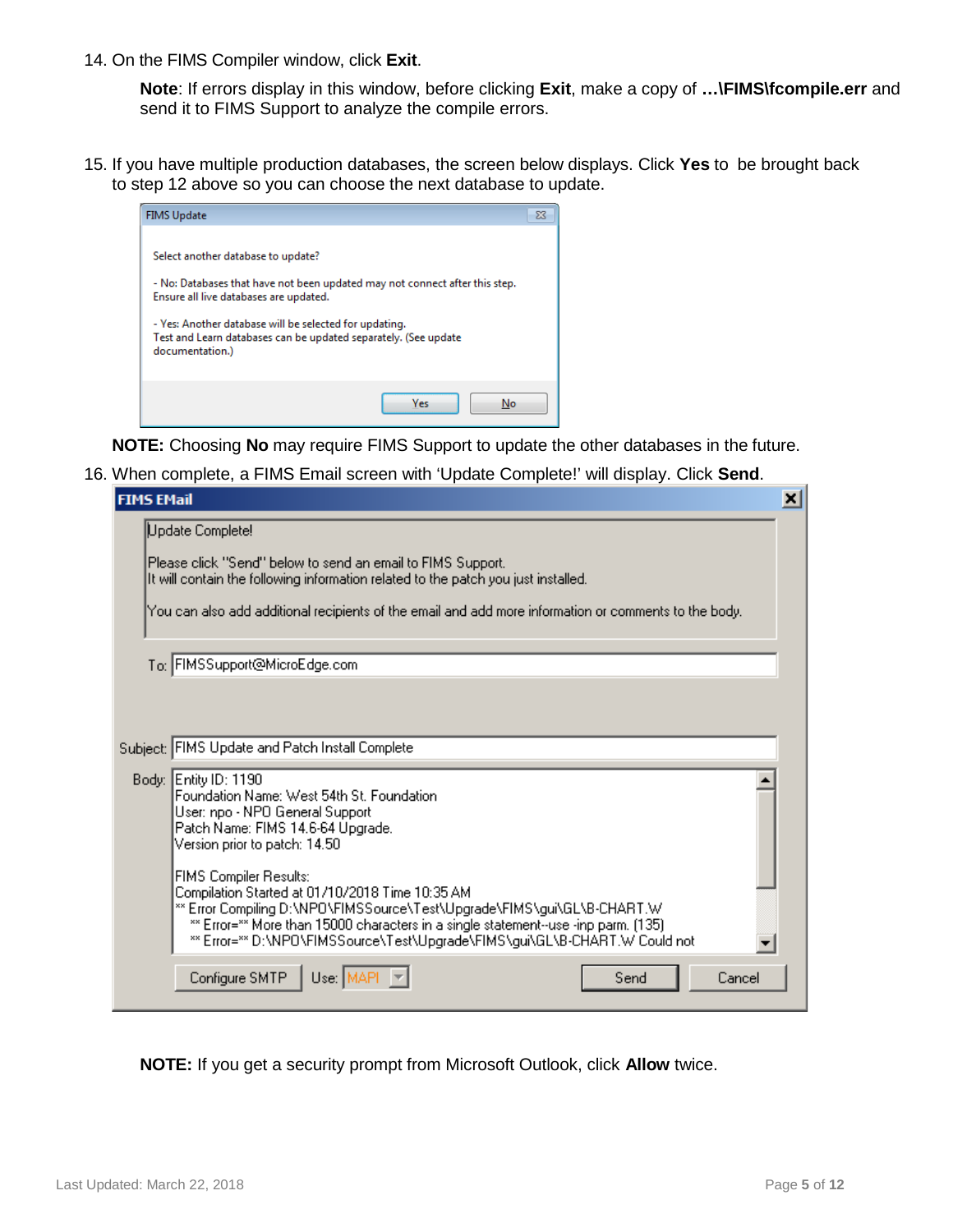14. On the FIMS Compiler window, click **Exit**.

    **Note**: If errors display in this window, before clicking **Exit**, make a copy of **…\FIMS\fcompile.err** and send it to FIMS Support to analyze the compile errors.

15. If you have multiple production databases, the screen below displays. Click **Yes** to be brought back to step 12 above so you can choose the next database to update.

    FIMS Update

    Select another database to update?

    - No: Databases that have not been updated may not connect after this step.
    Ensure all live databases are updated.

    - Yes: Another database will be selected for updating.
    Test and Learn databases can be updated separately. (See update documentation.)

    Yes | No

    **NOTE:** Choosing **No** may require FIMS Support to update the other databases in the future.

16. When complete, a FIMS Email screen with 'Update Complete!' will display. Click **Send**.

    FIMS EMail

    Update Complete!

    Please click "Send" below to send an email to FIMS Support.
    It will contain the following information related to the patch you just installed.

    You can also add additional recipients of the email and add more information or comments to the body.

    To: FIMSSupport@MicroEdge.com

    Subject: FIMS Update and Patch Install Complete

    Body:
    ```
    Entity ID: 1190
    Foundation Name: West 54th St. Foundation
    User: npo - NPO General Support
    Patch Name: FIMS 14.6-64 Upgrade.
    Version prior to patch: 14.50

    FIMS Compiler Results:
    Compilation Started at 01/10/2018 Time 10:35 AM
    ** Error Compiling D:\NPO\FIMSSource\Test\Upgrade\FIMS\gui\GL\B-CHART.W
       ** Error=** More than 15000 characters in a single statement--use -inp parm. (135)
       ** Error=** D:\NPO\FIMSSource\Test\Upgrade\FIMS\gui\GL\B-CHART.W Could not
    ```

    Configure SMTP | Use: MAPI | Send | Cancel

    **NOTE:** If you get a security prompt from Microsoft Outlook, click **Allow** twice.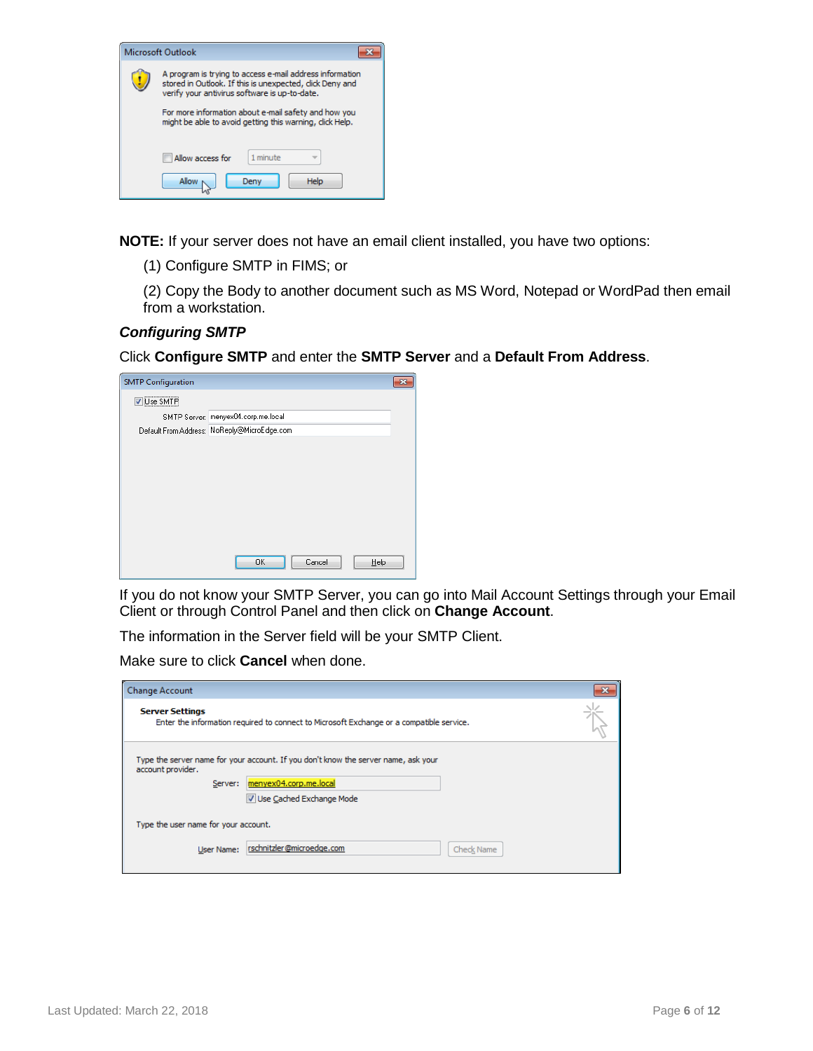**NOTE:** If your server does not have an email client installed, you have two options:

(1) Configure SMTP in FIMS; or

(2) Copy the Body to another document such as MS Word, Notepad or WordPad then email from a workstation.

### *Configuring SMTP*

Click **Configure SMTP** and enter the **SMTP Server** and a **Default From Address**.

If you do not know your SMTP Server, you can go into Mail Account Settings through your Email Client or through Control Panel and then click on **Change Account**.

The information in the Server field will be your SMTP Client.

Make sure to click **Cancel** when done.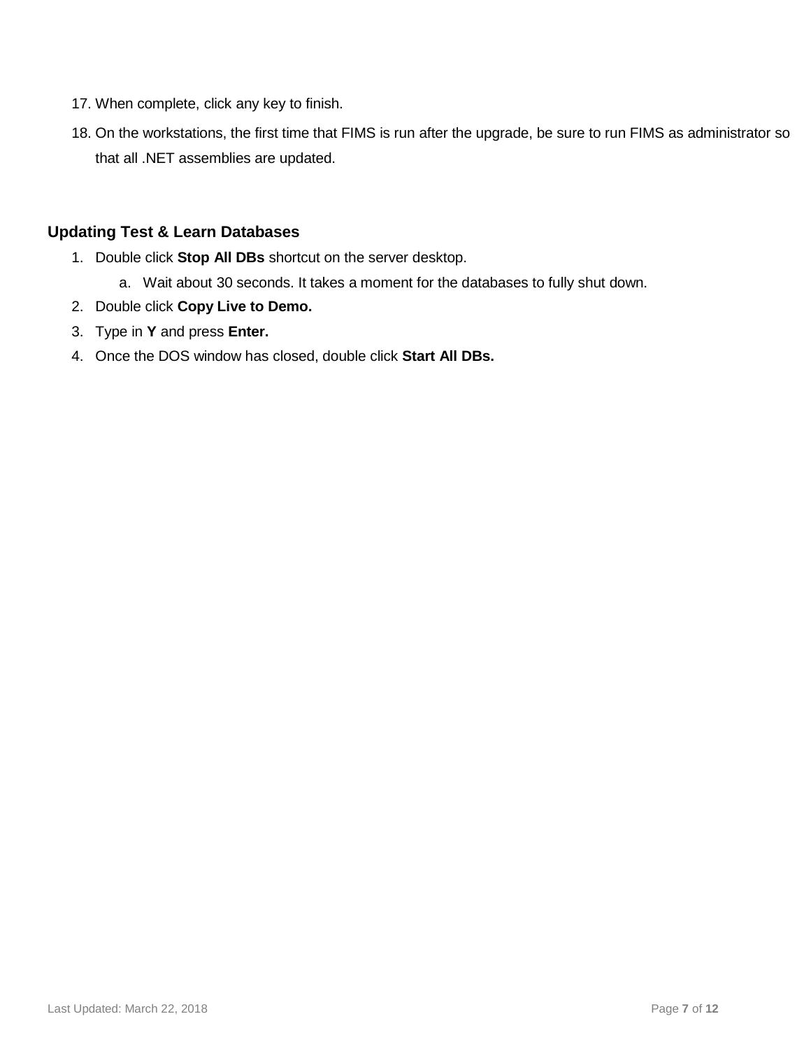17. When complete, click any key to finish.
18. On the workstations, the first time that FIMS is run after the upgrade, be sure to run FIMS as administrator so that all .NET assemblies are updated.

### Updating Test & Learn Databases

1. Double click **Stop All DBs** shortcut on the server desktop.
   a. Wait about 30 seconds. It takes a moment for the databases to fully shut down.
2. Double click **Copy Live to Demo.**
3. Type in **Y** and press **Enter.**
4. Once the DOS window has closed, double click **Start All DBs.**